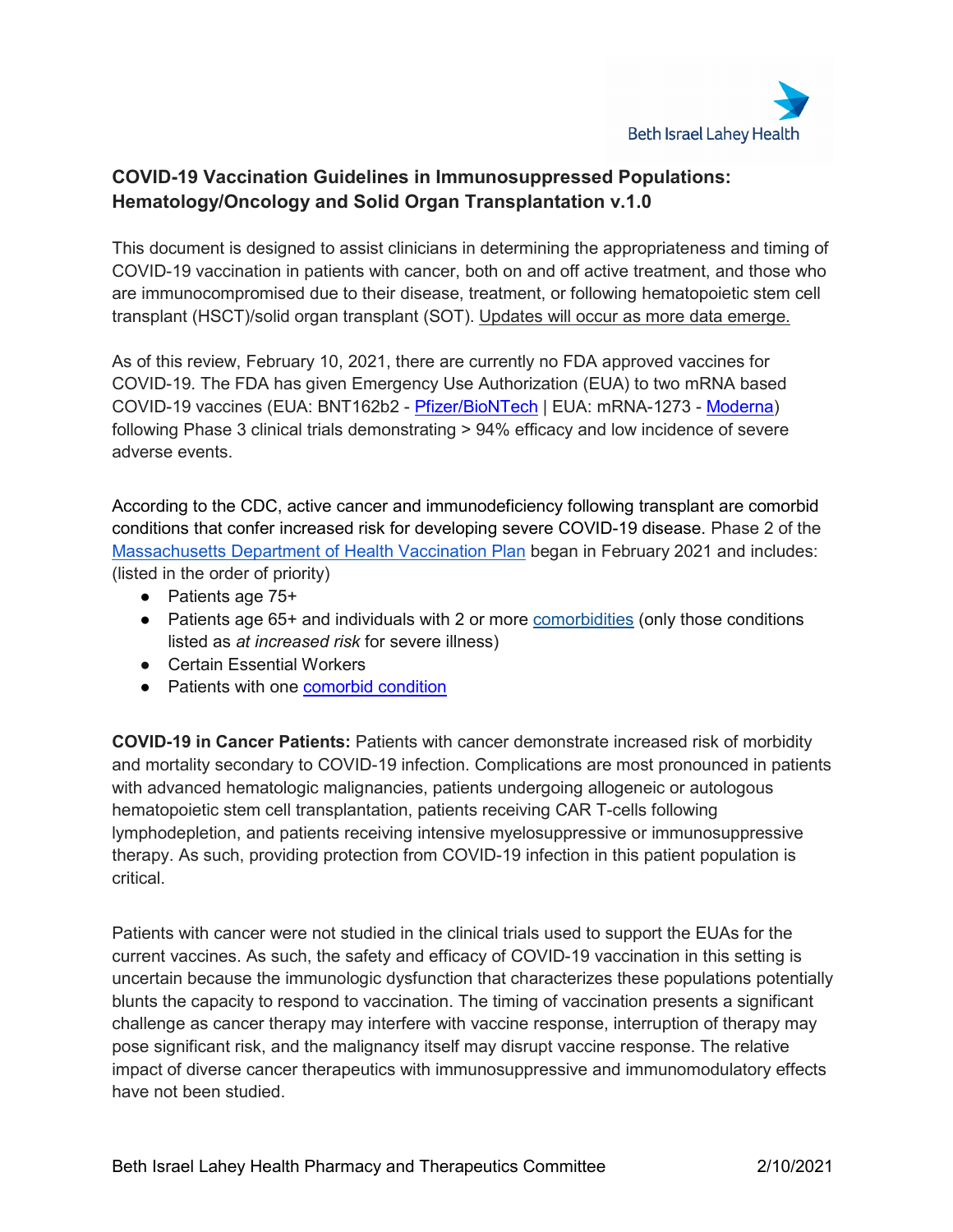# COVID-19 Vaccination Guidelines in Immunosuppressed Populations: Hematology/Oncology and Solid Organ Transplantation v.1.0

This document is designed to assist clinicians in determining the appropriateness and timing of COVID-19 vaccination in patients with cancer, both on and off active treatment, and those who are immunocompromised due to their disease, treatment, or following hematopoietic stem cell transplant (HSCT)/solid organ transplant (SOT). Updates will occur as more data emerge.

As of this review, February 10, 2021, there are currently no FDA approved vaccines for COVID-19. The FDA has given Emergency Use Authorization (EUA) to two mRNA based COVID-19 vaccines (EUA: BNT162b2 - Pfizer/BioNTech | EUA: mRNA-1273 - Moderna) following Phase 3 clinical trials demonstrating > 94% efficacy and low incidence of severe adverse events.

According to the CDC, active cancer and immunodeficiency following transplant are comorbid conditions that confer increased risk for developing severe COVID-19 disease. Phase 2 of the Massachusetts Department of Health Vaccination Plan began in February 2021 and includes: (listed in the order of priority)

- Patients age 75+
- Patients age 65+ and individuals with 2 or more comorbidities (only those conditions listed as *at increased risk* for severe illness)
- Certain Essential Workers
- Patients with one comorbid condition

**COVID-19 in Cancer Patients:** Patients with cancer demonstrate increased risk of morbidity and mortality secondary to COVID-19 infection. Complications are most pronounced in patients with advanced hematologic malignancies, patients undergoing allogeneic or autologous hematopoietic stem cell transplantation, patients receiving CAR T-cells following lymphodepletion, and patients receiving intensive myelosuppressive or immunosuppressive therapy. As such, providing protection from COVID-19 infection in this patient population is critical.

Patients with cancer were not studied in the clinical trials used to support the EUAs for the current vaccines. As such, the safety and efficacy of COVID-19 vaccination in this setting is uncertain because the immunologic dysfunction that characterizes these populations potentially blunts the capacity to respond to vaccination. The timing of vaccination presents a significant challenge as cancer therapy may interfere with vaccine response, interruption of therapy may pose significant risk, and the malignancy itself may disrupt vaccine response. The relative impact of diverse cancer therapeutics with immunosuppressive and immunomodulatory effects have not been studied.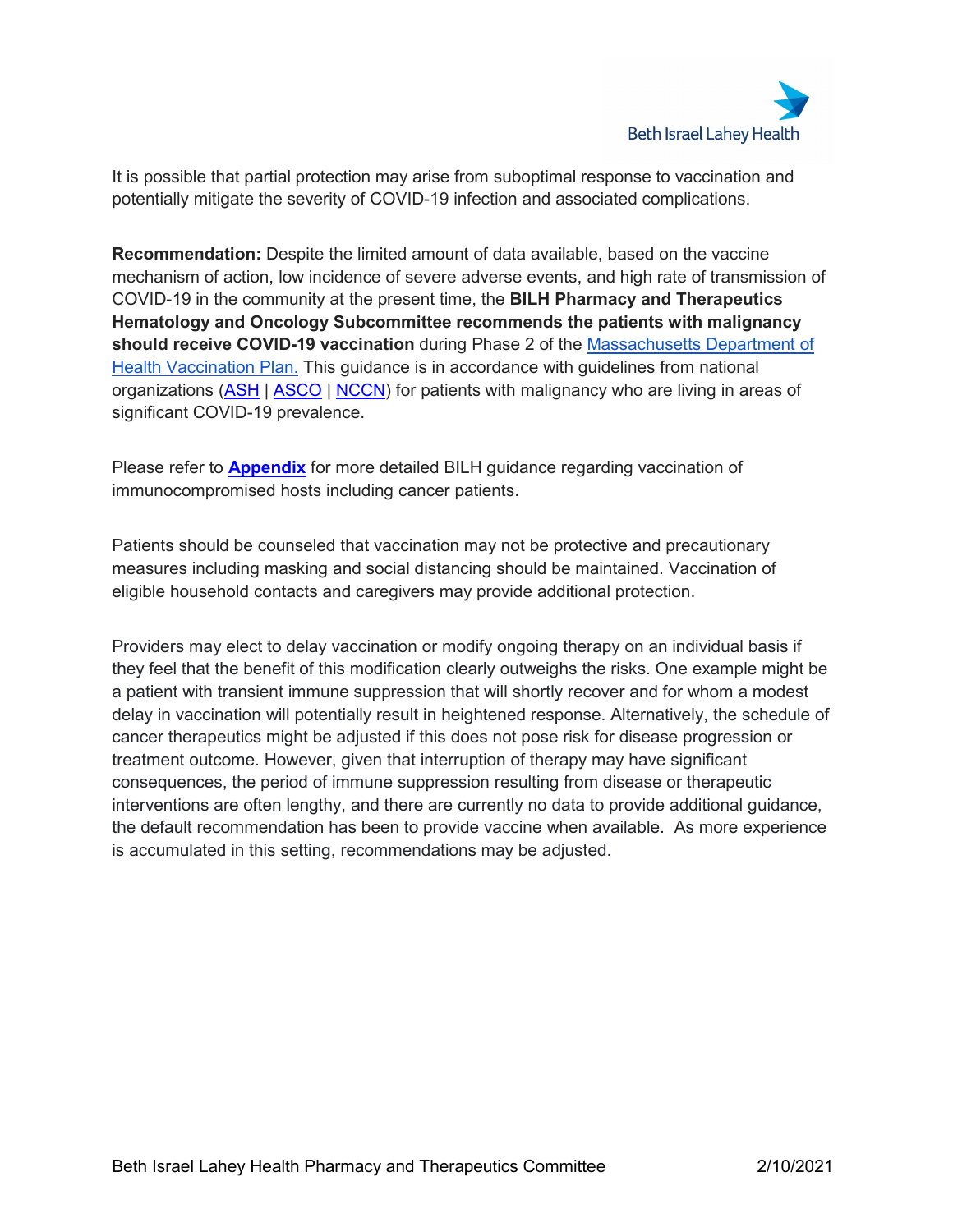It is possible that partial protection may arise from suboptimal response to vaccination and potentially mitigate the severity of COVID-19 infection and associated complications.

**Recommendation:** Despite the limited amount of data available, based on the vaccine mechanism of action, low incidence of severe adverse events, and high rate of transmission of COVID-19 in the community at the present time, the **BILH Pharmacy and Therapeutics Hematology and Oncology Subcommittee recommends the patients with malignancy should receive COVID-19 vaccination** during Phase 2 of the Massachusetts Department of Health Vaccination Plan. This guidance is in accordance with guidelines from national organizations (ASH | ASCO | NCCN) for patients with malignancy who are living in areas of significant COVID-19 prevalence.

Please refer to **Appendix** for more detailed BILH guidance regarding vaccination of immunocompromised hosts including cancer patients.

Patients should be counseled that vaccination may not be protective and precautionary measures including masking and social distancing should be maintained. Vaccination of eligible household contacts and caregivers may provide additional protection.

Providers may elect to delay vaccination or modify ongoing therapy on an individual basis if they feel that the benefit of this modification clearly outweighs the risks. One example might be a patient with transient immune suppression that will shortly recover and for whom a modest delay in vaccination will potentially result in heightened response. Alternatively, the schedule of cancer therapeutics might be adjusted if this does not pose risk for disease progression or treatment outcome. However, given that interruption of therapy may have significant consequences, the period of immune suppression resulting from disease or therapeutic interventions are often lengthy, and there are currently no data to provide additional guidance, the default recommendation has been to provide vaccine when available. As more experience is accumulated in this setting, recommendations may be adjusted.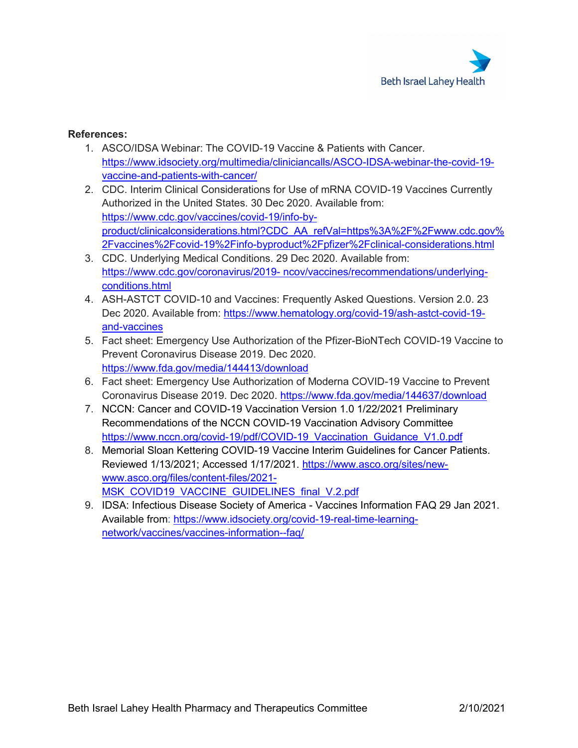**References:**

1. ASCO/IDSA Webinar: The COVID-19 Vaccine & Patients with Cancer. https://www.idsociety.org/multimedia/cliniciancalls/ASCO-IDSA-webinar-the-covid-19-vaccine-and-patients-with-cancer/
2. CDC. Interim Clinical Considerations for Use of mRNA COVID-19 Vaccines Currently Authorized in the United States. 30 Dec 2020. Available from: https://www.cdc.gov/vaccines/covid-19/info-by-product/clinicalconsiderations.html?CDC_AA_refVal=https%3A%2F%2Fwww.cdc.gov%2Fvaccines%2Fcovid-19%2Finfo-byproduct%2Fpfizer%2Fclinical-considerations.html
3. CDC. Underlying Medical Conditions. 29 Dec 2020. Available from: https://www.cdc.gov/coronavirus/2019- ncov/vaccines/recommendations/underlying-conditions.html
4. ASH-ASTCT COVID-10 and Vaccines: Frequently Asked Questions. Version 2.0. 23 Dec 2020. Available from: https://www.hematology.org/covid-19/ash-astct-covid-19-and-vaccines
5. Fact sheet: Emergency Use Authorization of the Pfizer-BioNTech COVID-19 Vaccine to Prevent Coronavirus Disease 2019. Dec 2020. https://www.fda.gov/media/144413/download
6. Fact sheet: Emergency Use Authorization of Moderna COVID-19 Vaccine to Prevent Coronavirus Disease 2019. Dec 2020. https://www.fda.gov/media/144637/download
7. NCCN: Cancer and COVID-19 Vaccination Version 1.0 1/22/2021 Preliminary Recommendations of the NCCN COVID-19 Vaccination Advisory Committee https://www.nccn.org/covid-19/pdf/COVID-19_Vaccination_Guidance_V1.0.pdf
8. Memorial Sloan Kettering COVID-19 Vaccine Interim Guidelines for Cancer Patients. Reviewed 1/13/2021; Accessed 1/17/2021. https://www.asco.org/sites/new-www.asco.org/files/content-files/2021-MSK_COVID19_VACCINE_GUIDELINES_final_V.2.pdf
9. IDSA: Infectious Disease Society of America - Vaccines Information FAQ 29 Jan 2021. Available from: https://www.idsociety.org/covid-19-real-time-learning-network/vaccines/vaccines-information--faq/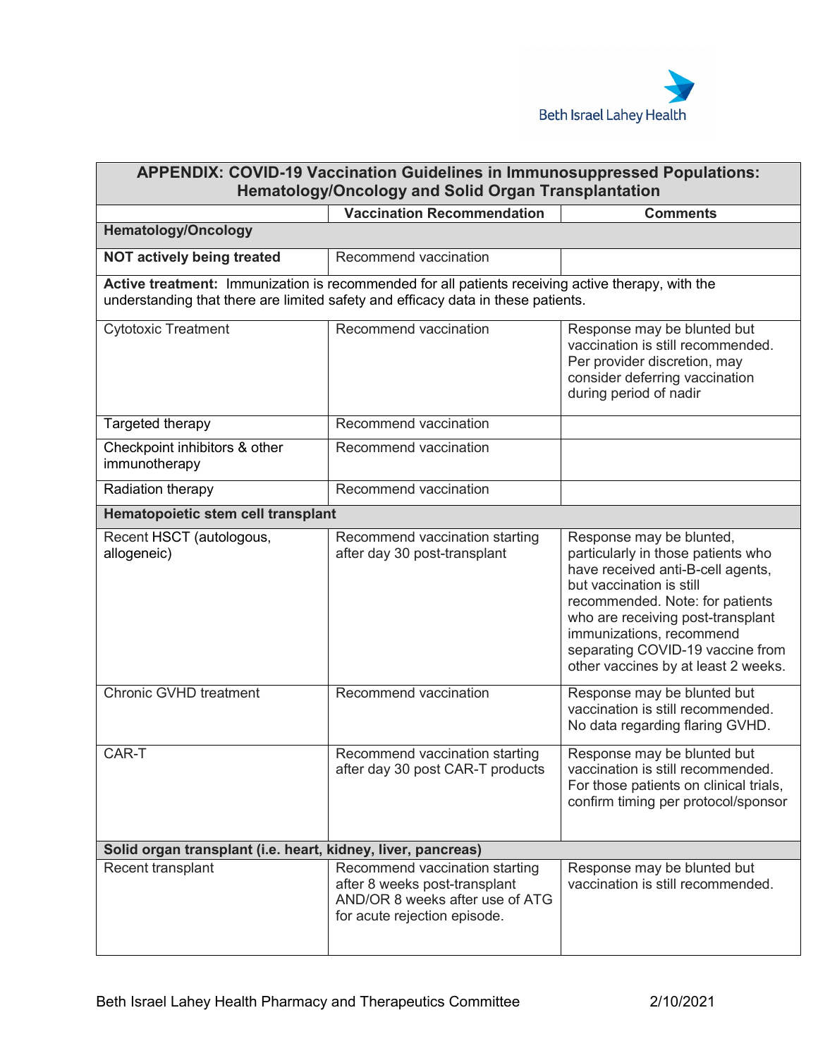| APPENDIX: COVID-19 Vaccination Guidelines in Immunosuppressed Populations: Hematology/Oncology and Solid Organ Transplantation | | |
|---|---|---|
| | **Vaccination Recommendation** | **Comments** |
| **Hematology/Oncology** | | |
| **NOT actively being treated** | Recommend vaccination | |
| **Active treatment:** Immunization is recommended for all patients receiving active therapy, with the understanding that there are limited safety and efficacy data in these patients. | | |
| Cytotoxic Treatment | Recommend vaccination | Response may be blunted but vaccination is still recommended. Per provider discretion, may consider deferring vaccination during period of nadir |
| Targeted therapy | Recommend vaccination | |
| Checkpoint inhibitors & other immunotherapy | Recommend vaccination | |
| Radiation therapy | Recommend vaccination | |
| **Hematopoietic stem cell transplant** | | |
| Recent HSCT (autologous, allogeneic) | Recommend vaccination starting after day 30 post-transplant | Response may be blunted, particularly in those patients who have received anti-B-cell agents, but vaccination is still recommended. Note: for patients who are receiving post-transplant immunizations, recommend separating COVID-19 vaccine from other vaccines by at least 2 weeks. |
| Chronic GVHD treatment | Recommend vaccination | Response may be blunted but vaccination is still recommended. No data regarding flaring GVHD. |
| CAR-T | Recommend vaccination starting after day 30 post CAR-T products | Response may be blunted but vaccination is still recommended. For those patients on clinical trials, confirm timing per protocol/sponsor |
| **Solid organ transplant (i.e. heart, kidney, liver, pancreas)** | | |
| Recent transplant | Recommend vaccination starting after 8 weeks post-transplant AND/OR 8 weeks after use of ATG for acute rejection episode. | Response may be blunted but vaccination is still recommended. |

Beth Israel Lahey Health Pharmacy and Therapeutics Committee 2/10/2021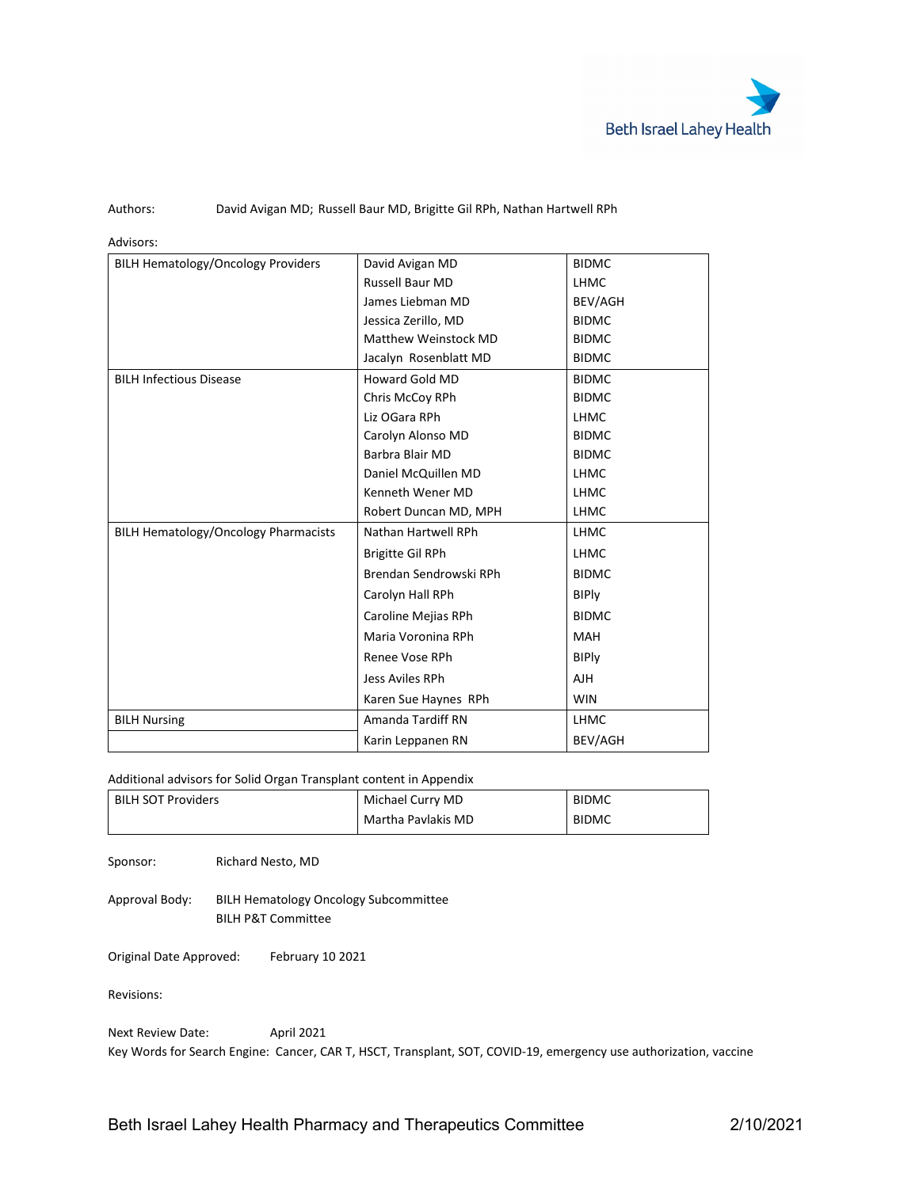Authors: David Avigan MD; Russell Baur MD, Brigitte Gil RPh, Nathan Hartwell RPh

Advisors:

| | | |
|---|---|---|
| BILH Hematology/Oncology Providers | David Avigan MD | BIDMC |
| | Russell Baur MD | LHMC |
| | James Liebman MD | BEV/AGH |
| | Jessica Zerillo, MD | BIDMC |
| | Matthew Weinstock MD | BIDMC |
| | Jacalyn Rosenblatt MD | BIDMC |
| BILH Infectious Disease | Howard Gold MD | BIDMC |
| | Chris McCoy RPh | BIDMC |
| | Liz OGara RPh | LHMC |
| | Carolyn Alonso MD | BIDMC |
| | Barbra Blair MD | BIDMC |
| | Daniel McQuillen MD | LHMC |
| | Kenneth Wener MD | LHMC |
| | Robert Duncan MD, MPH | LHMC |
| BILH Hematology/Oncology Pharmacists | Nathan Hartwell RPh | LHMC |
| | Brigitte Gil RPh | LHMC |
| | Brendan Sendrowski RPh | BIDMC |
| | Carolyn Hall RPh | BIPly |
| | Caroline Mejias RPh | BIDMC |
| | Maria Voronina RPh | MAH |
| | Renee Vose RPh | BIPly |
| | Jess Aviles RPh | AJH |
| | Karen Sue Haynes RPh | WIN |
| BILH Nursing | Amanda Tardiff RN | LHMC |
| | Karin Leppanen RN | BEV/AGH |

Additional advisors for Solid Organ Transplant content in Appendix

| | | |
|---|---|---|
| BILH SOT Providers | Michael Curry MD | BIDMC |
| | Martha Pavlakis MD | BIDMC |

Sponsor: Richard Nesto, MD

Approval Body: BILH Hematology Oncology Subcommittee
BILH P&T Committee

Original Date Approved: February 10 2021

Revisions:

Next Review Date: April 2021

Key Words for Search Engine: Cancer, CAR T, HSCT, Transplant, SOT, COVID-19, emergency use authorization, vaccine